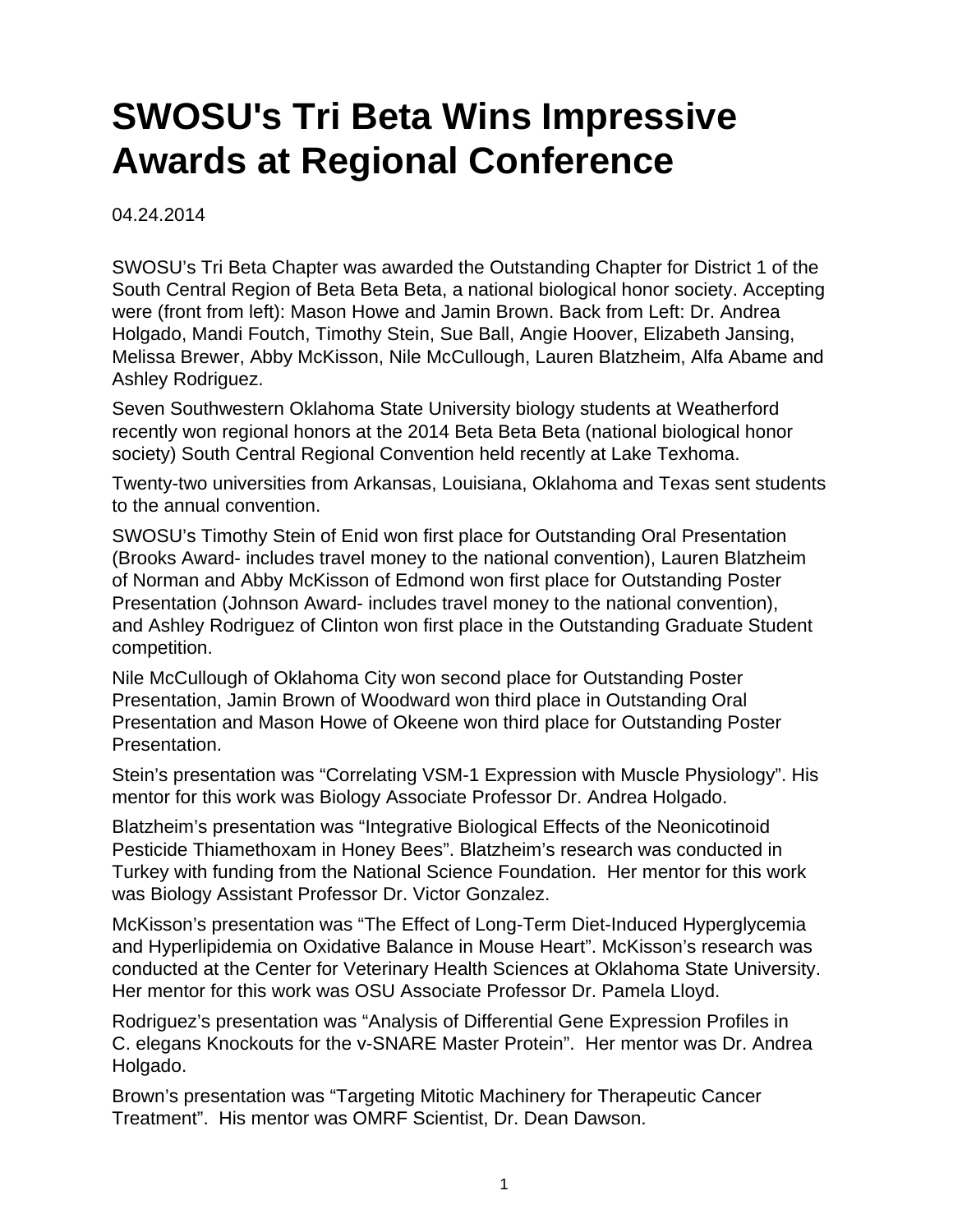# SWOSU's Tri Beta Wins Impressive Awards at Regional Conference

04.24.2014

SWOSU's Tri Beta Chapter was awarded the Outstanding Chapter for District 1 of the South Central Region of Beta Beta Beta, a national biological honor society. Accepting were (front from left): Mason Howe and Jamin Brown. Back from Left: Dr. Andrea Holgado, Mandi Foutch, Timothy Stein, Sue Ball, Angie Hoover, Elizabeth Jansing, Melissa Brewer, Abby McKisson, Nile McCullough, Lauren Blatzheim, Alfa Abame and Ashley Rodriguez.

Seven Southwestern Oklahoma State University biology students at Weatherford recently won regional honors at the 2014 Beta Beta Beta (national biological honor society) South Central Regional Convention held recently at Lake Texhoma.

Twenty-two universities from Arkansas, Louisiana, Oklahoma and Texas sent students to the annual convention.

SWOSU's Timothy Stein of Enid won first place for Outstanding Oral Presentation (Brooks Award- includes travel money to the national convention), Lauren Blatzheim of Norman and Abby McKisson of Edmond won first place for Outstanding Poster Presentation (Johnson Award- includes travel money to the national convention), and Ashley Rodriguez of Clinton won first place in the Outstanding Graduate Student competition.

Nile McCullough of Oklahoma City won second place for Outstanding Poster Presentation, Jamin Brown of Woodward won third place in Outstanding Oral Presentation and Mason Howe of Okeene won third place for Outstanding Poster Presentation.

Stein's presentation was "Correlating VSM-1 Expression with Muscle Physiology". His mentor for this work was Biology Associate Professor Dr. Andrea Holgado.

Blatzheim's presentation was "Integrative Biological Effects of the Neonicotinoid Pesticide Thiamethoxam in Honey Bees". Blatzheim's research was conducted in Turkey with funding from the National Science Foundation. Her mentor for this work was Biology Assistant Professor Dr. Victor Gonzalez.

McKisson's presentation was "The Effect of Long-Term Diet-Induced Hyperglycemia and Hyperlipidemia on Oxidative Balance in Mouse Heart". McKisson's research was conducted at the Center for Veterinary Health Sciences at Oklahoma State University. Her mentor for this work was OSU Associate Professor Dr. Pamela Lloyd.

Rodriguez's presentation was "Analysis of Differential Gene Expression Profiles in C. elegans Knockouts for the v-SNARE Master Protein". Her mentor was Dr. Andrea Holgado.

Brown's presentation was "Targeting Mitotic Machinery for Therapeutic Cancer Treatment". His mentor was OMRF Scientist, Dr. Dean Dawson.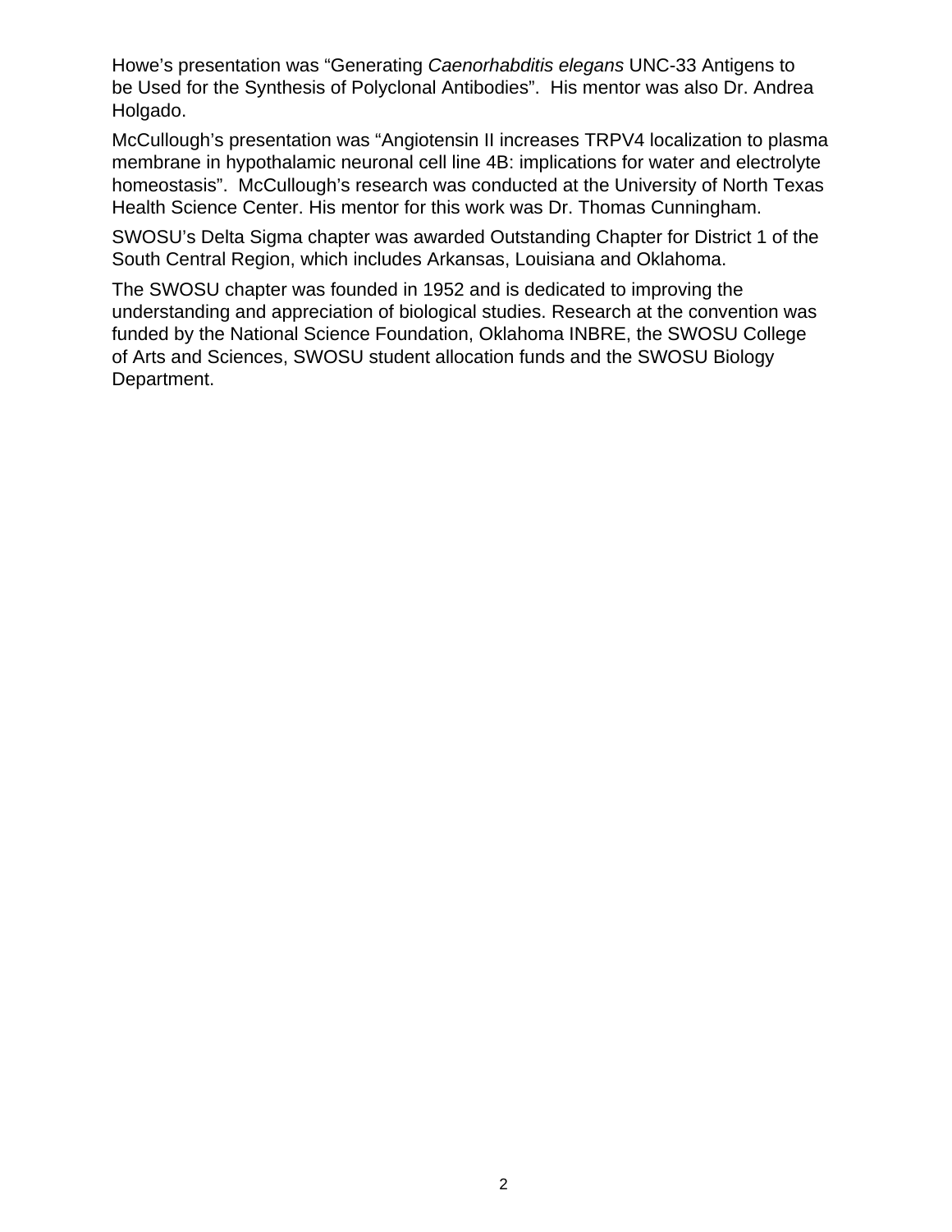Howe's presentation was "Generating *Caenorhabditis elegans* UNC-33 Antigens to be Used for the Synthesis of Polyclonal Antibodies". His mentor was also Dr. Andrea Holgado.

McCullough's presentation was "Angiotensin II increases TRPV4 localization to plasma membrane in hypothalamic neuronal cell line 4B: implications for water and electrolyte homeostasis". McCullough's research was conducted at the University of North Texas Health Science Center. His mentor for this work was Dr. Thomas Cunningham.

SWOSU's Delta Sigma chapter was awarded Outstanding Chapter for District 1 of the South Central Region, which includes Arkansas, Louisiana and Oklahoma.

The SWOSU chapter was founded in 1952 and is dedicated to improving the understanding and appreciation of biological studies. Research at the convention was funded by the National Science Foundation, Oklahoma INBRE, the SWOSU College of Arts and Sciences, SWOSU student allocation funds and the SWOSU Biology Department.